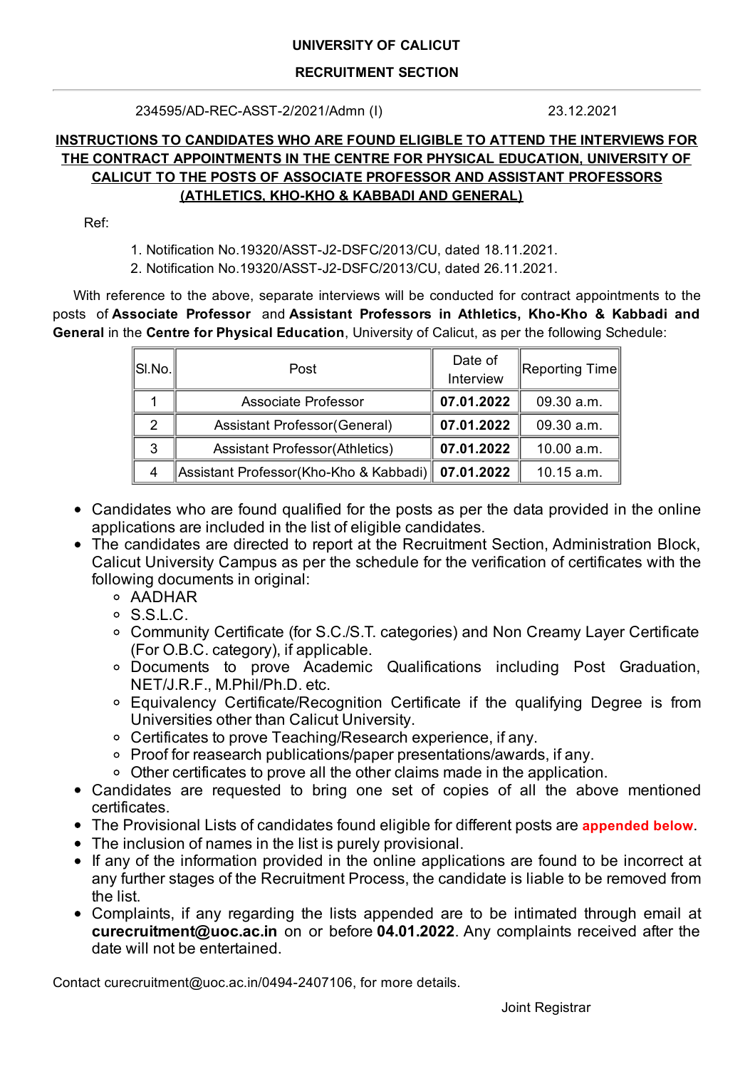**UNIVERSITY OF CALICUT**

**RECRUITMENT SECTION**

234595/AD-REC-ASST-2/2021/Admn (I) 23.12.2021

**INSTRUCTIONS TO CANDIDATES WHO ARE FOUND ELIGIBLE TO ATTEND THE INTERVIEWS FOR THE CONTRACT APPOINTMENTS IN THE CENTRE FOR PHYSICAL EDUCATION, UNIVERSITY OF CALICUT TO THE POSTS OF ASSOCIATE PROFESSOR AND ASSISTANT PROFESSORS (ATHLETICS, KHO-KHO & KABBADI AND GENERAL)**

Ref:

1. Notification No.19320/ASST-J2-DSFC/2013/CU, dated 18.11.2021.
2. Notification No.19320/ASST-J2-DSFC/2013/CU, dated 26.11.2021.

With reference to the above, separate interviews will be conducted for contract appointments to the posts of **Associate Professor** and **Assistant Professors in Athletics, Kho-Kho & Kabbadi and General** in the **Centre for Physical Education**, University of Calicut, as per the following Schedule:

| Sl.No. | Post | Date of Interview | Reporting Time |
|---|---|---|---|
| 1 | Associate Professor | **07.01.2022** | 09.30 a.m. |
| 2 | Assistant Professor(General) | **07.01.2022** | 09.30 a.m. |
| 3 | Assistant Professor(Athletics) | **07.01.2022** | 10.00 a.m. |
| 4 | Assistant Professor(Kho-Kho & Kabbadi) | **07.01.2022** | 10.15 a.m. |

- Candidates who are found qualified for the posts as per the data provided in the online applications are included in the list of eligible candidates.
- The candidates are directed to report at the Recruitment Section, Administration Block, Calicut University Campus as per the schedule for the verification of certificates with the following documents in original:
  - AADHAR
  - S.S.L.C.
  - Community Certificate (for S.C./S.T. categories) and Non Creamy Layer Certificate (For O.B.C. category), if applicable.
  - Documents to prove Academic Qualifications including Post Graduation, NET/J.R.F., M.Phil/Ph.D. etc.
  - Equivalency Certificate/Recognition Certificate if the qualifying Degree is from Universities other than Calicut University.
  - Certificates to prove Teaching/Research experience, if any.
  - Proof for reasearch publications/paper presentations/awards, if any.
  - Other certificates to prove all the other claims made in the application.
- Candidates are requested to bring one set of copies of all the above mentioned certificates.
- The Provisional Lists of candidates found eligible for different posts are **appended below**.
- The inclusion of names in the list is purely provisional.
- If any of the information provided in the online applications are found to be incorrect at any further stages of the Recruitment Process, the candidate is liable to be removed from the list.
- Complaints, if any regarding the lists appended are to be intimated through email at **curecruitment@uoc.ac.in** on or before **04.01.2022**. Any complaints received after the date will not be entertained.

Contact curecruitment@uoc.ac.in/0494-2407106, for more details.

Joint Registrar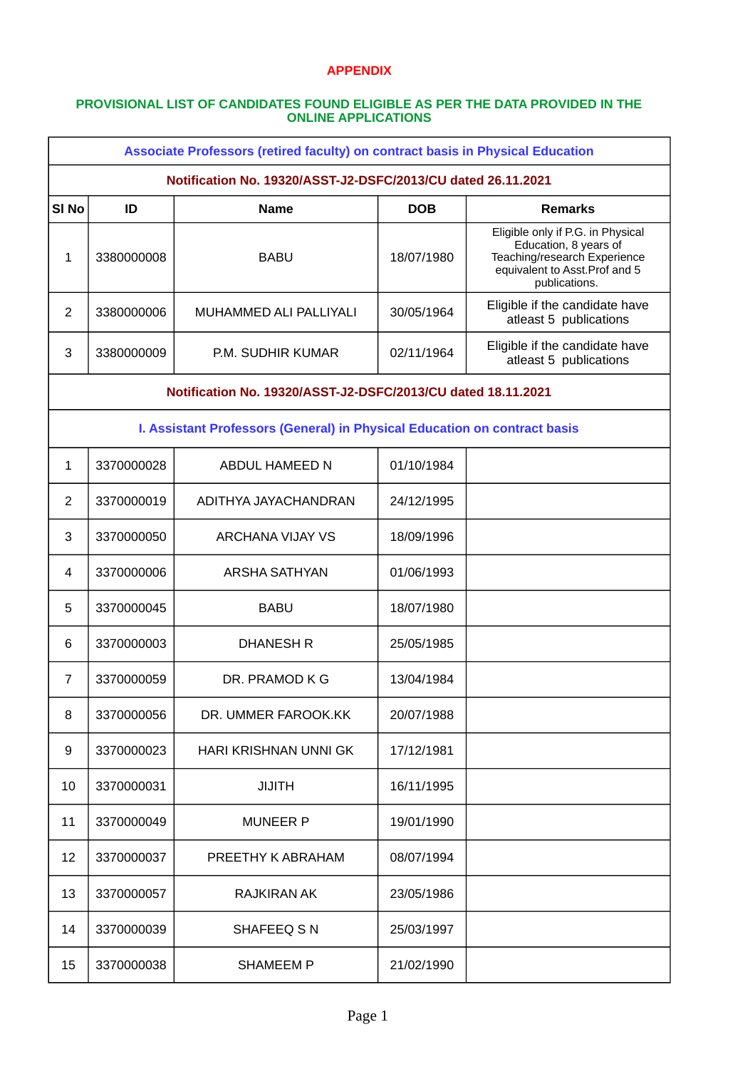# APPENDIX

## PROVISIONAL LIST OF CANDIDATES FOUND ELIGIBLE AS PER THE DATA PROVIDED IN THE ONLINE APPLICATIONS

| Associate Professors (retired faculty) on contract basis in Physical Education | | | | |
|---|---|---|---|---|
| **Notification No. 19320/ASST-J2-DSFC/2013/CU dated 26.11.2021** | | | | |
| **Sl No** | **ID** | **Name** | **DOB** | **Remarks** |
| 1 | 3380000008 | BABU | 18/07/1980 | Eligible only if P.G. in Physical Education, 8 years of Teaching/research Experience equivalent to Asst.Prof and 5 publications. |
| 2 | 3380000006 | MUHAMMED ALI PALLIYALI | 30/05/1964 | Eligible if the candidate have atleast 5 publications |
| 3 | 3380000009 | P.M. SUDHIR KUMAR | 02/11/1964 | Eligible if the candidate have atleast 5 publications |
| **Notification No. 19320/ASST-J2-DSFC/2013/CU dated 18.11.2021** | | | | |
| I. Assistant Professors (General) in Physical Education on contract basis | | | | |
| 1 | 3370000028 | ABDUL HAMEED N | 01/10/1984 | |
| 2 | 3370000019 | ADITHYA JAYACHANDRAN | 24/12/1995 | |
| 3 | 3370000050 | ARCHANA VIJAY VS | 18/09/1996 | |
| 4 | 3370000006 | ARSHA SATHYAN | 01/06/1993 | |
| 5 | 3370000045 | BABU | 18/07/1980 | |
| 6 | 3370000003 | DHANESH R | 25/05/1985 | |
| 7 | 3370000059 | DR. PRAMOD K G | 13/04/1984 | |
| 8 | 3370000056 | DR. UMMER FAROOK.KK | 20/07/1988 | |
| 9 | 3370000023 | HARI KRISHNAN UNNI GK | 17/12/1981 | |
| 10 | 3370000031 | JIJITH | 16/11/1995 | |
| 11 | 3370000049 | MUNEER P | 19/01/1990 | |
| 12 | 3370000037 | PREETHY K ABRAHAM | 08/07/1994 | |
| 13 | 3370000057 | RAJKIRAN AK | 23/05/1986 | |
| 14 | 3370000039 | SHAFEEQ S N | 25/03/1997 | |
| 15 | 3370000038 | SHAMEEM P | 21/02/1990 | |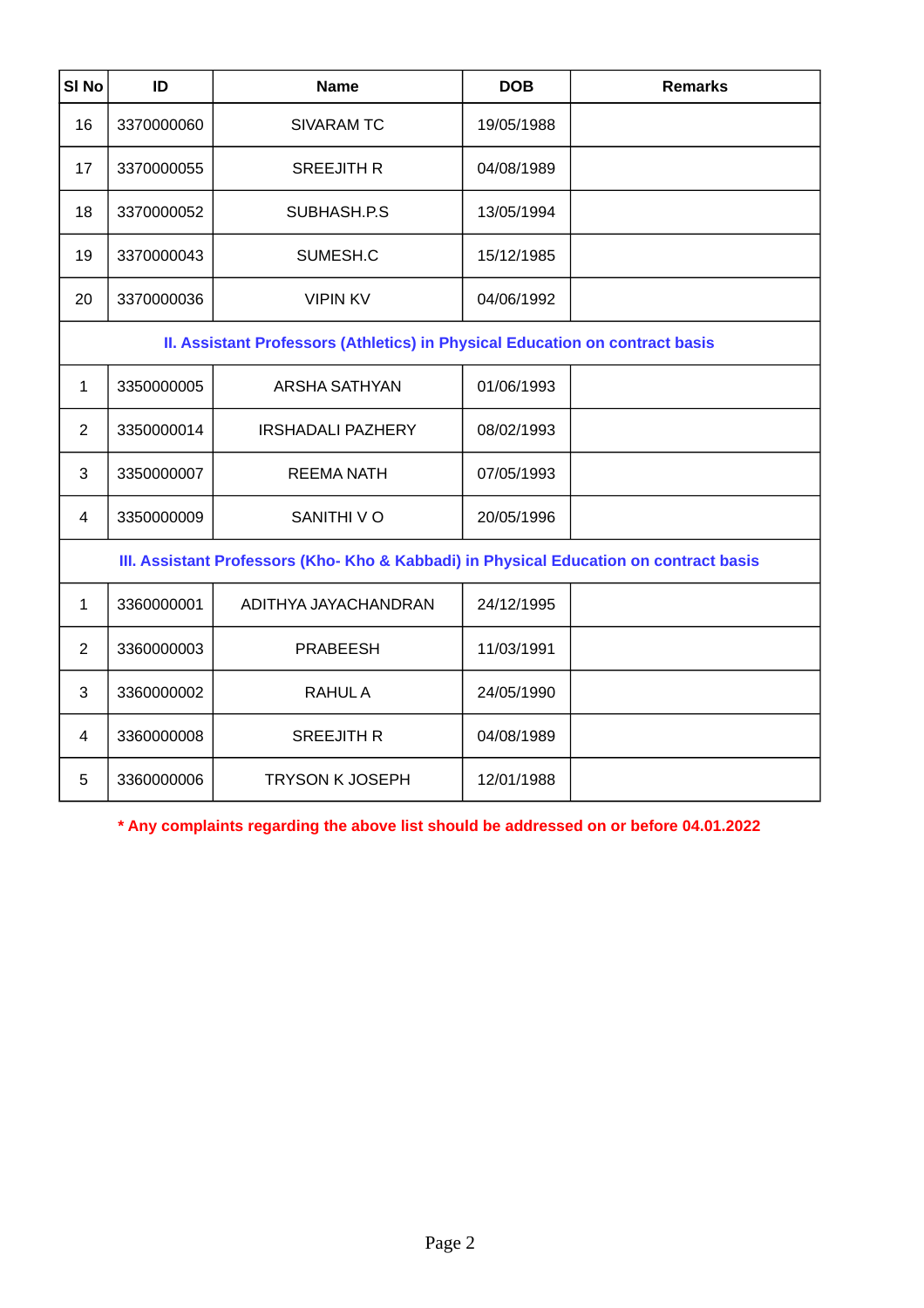| Sl No | ID | Name | DOB | Remarks |
|---|---|---|---|---|
| 16 | 3370000060 | SIVARAM TC | 19/05/1988 | |
| 17 | 3370000055 | SREEJITH R | 04/08/1989 | |
| 18 | 3370000052 | SUBHASH.P.S | 13/05/1994 | |
| 19 | 3370000043 | SUMESH.C | 15/12/1985 | |
| 20 | 3370000036 | VIPIN KV | 04/06/1992 | |
| **II. Assistant Professors (Athletics) in Physical Education on contract basis** | | | | |
| 1 | 3350000005 | ARSHA SATHYAN | 01/06/1993 | |
| 2 | 3350000014 | IRSHADALI PAZHERY | 08/02/1993 | |
| 3 | 3350000007 | REEMA NATH | 07/05/1993 | |
| 4 | 3350000009 | SANITHI V O | 20/05/1996 | |
| **III. Assistant Professors (Kho- Kho & Kabbadi) in Physical Education on contract basis** | | | | |
| 1 | 3360000001 | ADITHYA JAYACHANDRAN | 24/12/1995 | |
| 2 | 3360000003 | PRABEESH | 11/03/1991 | |
| 3 | 3360000002 | RAHUL A | 24/05/1990 | |
| 4 | 3360000008 | SREEJITH R | 04/08/1989 | |
| 5 | 3360000006 | TRYSON K JOSEPH | 12/01/1988 | |

**\* Any complaints regarding the above list should be addressed on or before 04.01.2022**